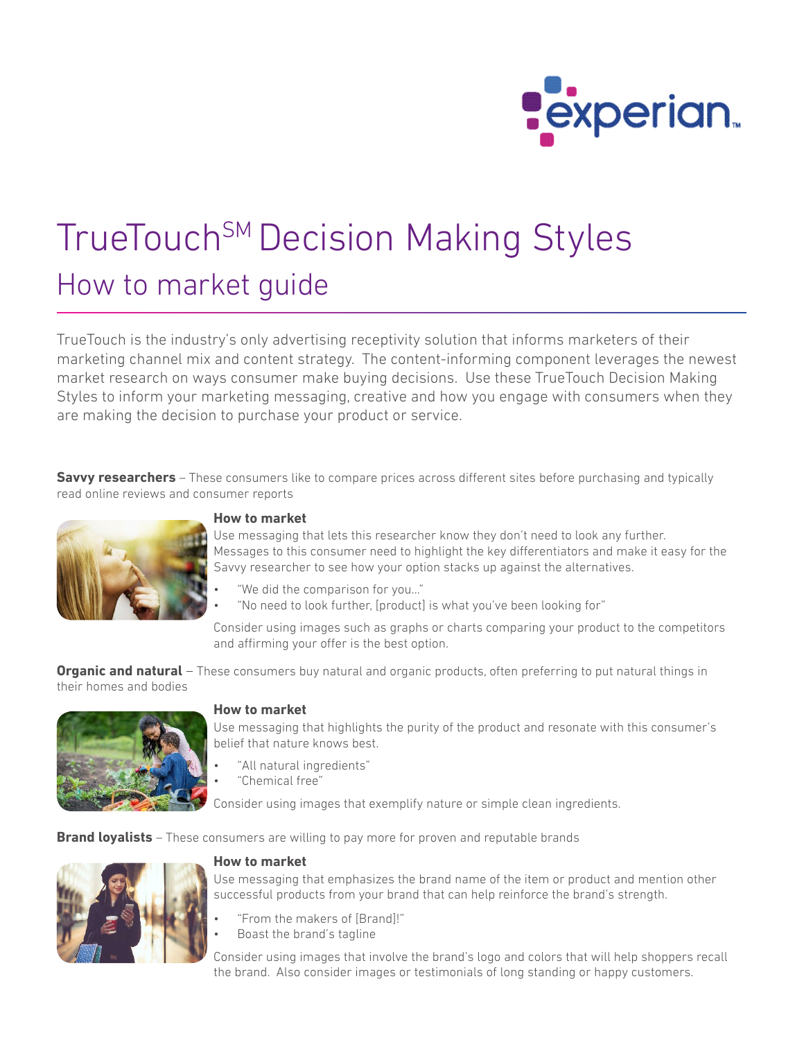# TrueTouch℠ Decision Making Styles

## How to market guide

TrueTouch is the industry's only advertising receptivity solution that informs marketers of their marketing channel mix and content strategy. The content-informing component leverages the newest market research on ways consumer make buying decisions. Use these TrueTouch Decision Making Styles to inform your marketing messaging, creative and how you engage with consumers when they are making the decision to purchase your product or service.

**Savvy researchers** – These consumers like to compare prices across different sites before purchasing and typically read online reviews and consumer reports

**How to market**

Use messaging that lets this researcher know they don't need to look any further. Messages to this consumer need to highlight the key differentiators and make it easy for the Savvy researcher to see how your option stacks up against the alternatives.

- "We did the comparison for you…"
- "No need to look further, [product] is what you've been looking for"

Consider using images such as graphs or charts comparing your product to the competitors and affirming your offer is the best option.

**Organic and natural** – These consumers buy natural and organic products, often preferring to put natural things in their homes and bodies

**How to market**

Use messaging that highlights the purity of the product and resonate with this consumer's belief that nature knows best.

- "All natural ingredients"
- "Chemical free"

Consider using images that exemplify nature or simple clean ingredients.

**Brand loyalists** – These consumers are willing to pay more for proven and reputable brands

**How to market**

Use messaging that emphasizes the brand name of the item or product and mention other successful products from your brand that can help reinforce the brand's strength.

- "From the makers of [Brand]!"
- Boast the brand's tagline

Consider using images that involve the brand's logo and colors that will help shoppers recall the brand. Also consider images or testimonials of long standing or happy customers.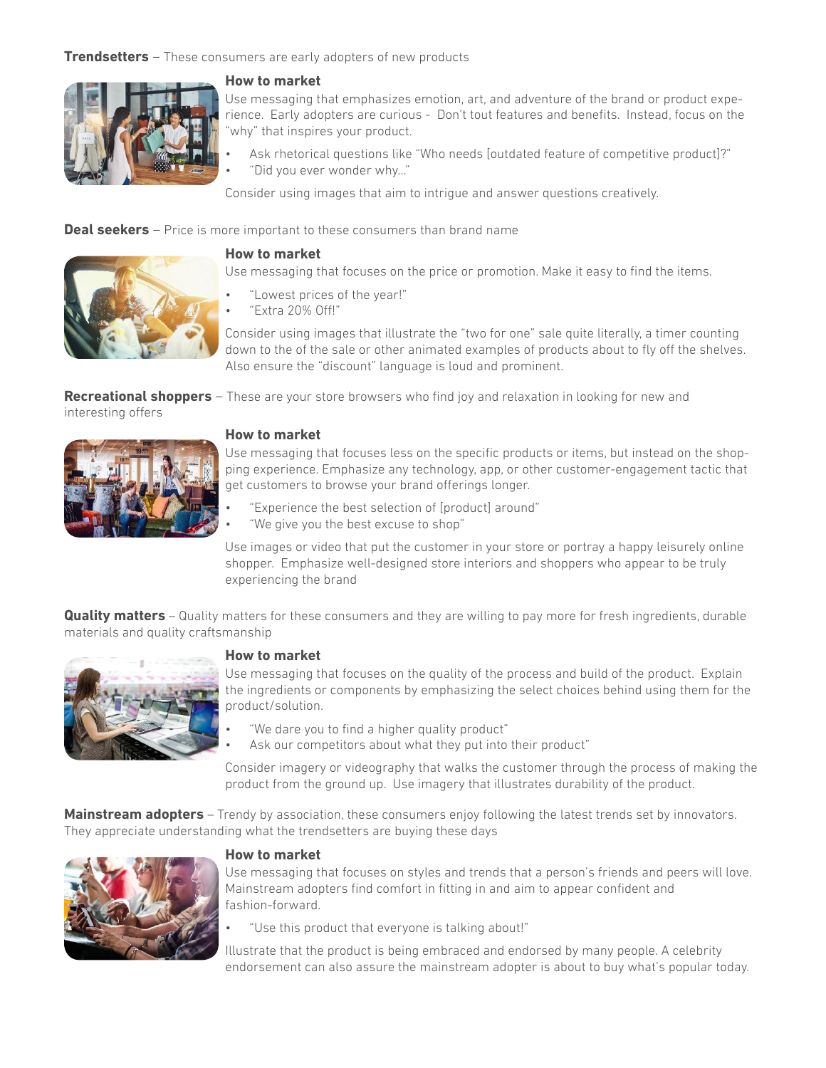**Trendsetters** – These consumers are early adopters of new products

### How to market

Use messaging that emphasizes emotion, art, and adventure of the brand or product experience. Early adopters are curious - Don't tout features and benefits. Instead, focus on the "why" that inspires your product.

- Ask rhetorical questions like "Who needs [outdated feature of competitive product]?"
- "Did you ever wonder why…"

Consider using images that aim to intrigue and answer questions creatively.

**Deal seekers** – Price is more important to these consumers than brand name

### How to market

Use messaging that focuses on the price or promotion. Make it easy to find the items.

- "Lowest prices of the year!"
- "Extra 20% Off!"

Consider using images that illustrate the "two for one" sale quite literally, a timer counting down to the of the sale or other animated examples of products about to fly off the shelves. Also ensure the "discount" language is loud and prominent.

**Recreational shoppers** – These are your store browsers who find joy and relaxation in looking for new and interesting offers

### How to market

Use messaging that focuses less on the specific products or items, but instead on the shopping experience. Emphasize any technology, app, or other customer-engagement tactic that get customers to browse your brand offerings longer.

- "Experience the best selection of [product] around"
- "We give you the best excuse to shop"

Use images or video that put the customer in your store or portray a happy leisurely online shopper. Emphasize well-designed store interiors and shoppers who appear to be truly experiencing the brand

**Quality matters** – Quality matters for these consumers and they are willing to pay more for fresh ingredients, durable materials and quality craftsmanship

### How to market

Use messaging that focuses on the quality of the process and build of the product. Explain the ingredients or components by emphasizing the select choices behind using them for the product/solution.

- "We dare you to find a higher quality product"
- Ask our competitors about what they put into their product"

Consider imagery or videography that walks the customer through the process of making the product from the ground up. Use imagery that illustrates durability of the product.

**Mainstream adopters** – Trendy by association, these consumers enjoy following the latest trends set by innovators. They appreciate understanding what the trendsetters are buying these days

### How to market

Use messaging that focuses on styles and trends that a person's friends and peers will love. Mainstream adopters find comfort in fitting in and aim to appear confident and fashion-forward.

- "Use this product that everyone is talking about!"

Illustrate that the product is being embraced and endorsed by many people. A celebrity endorsement can also assure the mainstream adopter is about to buy what's popular today.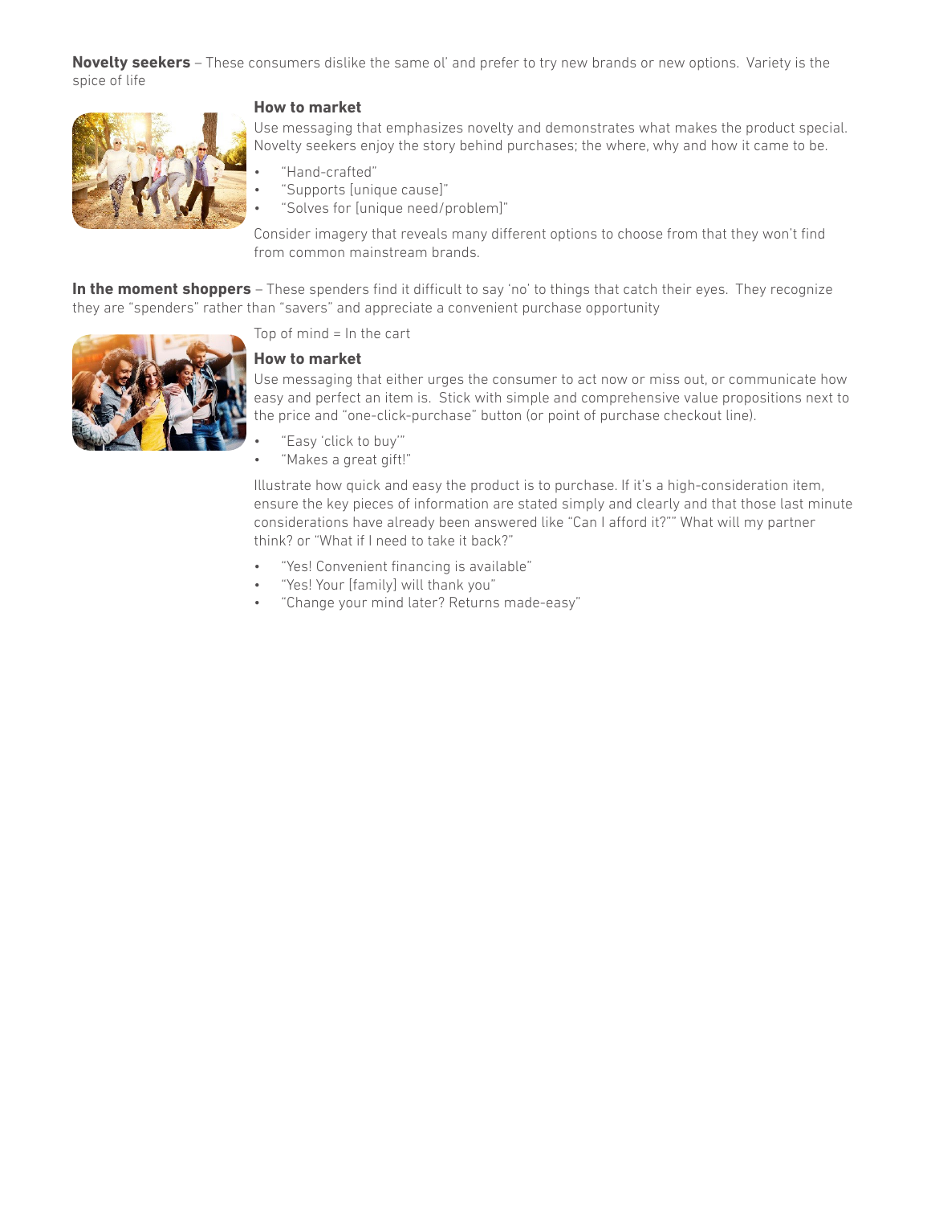**Novelty seekers** – These consumers dislike the same ol' and prefer to try new brands or new options. Variety is the spice of life

### How to market

Use messaging that emphasizes novelty and demonstrates what makes the product special. Novelty seekers enjoy the story behind purchases; the where, why and how it came to be.

- "Hand-crafted"
- "Supports [unique cause]"
- "Solves for [unique need/problem]"

Consider imagery that reveals many different options to choose from that they won't find from common mainstream brands.

**In the moment shoppers** – These spenders find it difficult to say 'no' to things that catch their eyes. They recognize they are "spenders" rather than "savers" and appreciate a convenient purchase opportunity

Top of mind = In the cart

### How to market

Use messaging that either urges the consumer to act now or miss out, or communicate how easy and perfect an item is. Stick with simple and comprehensive value propositions next to the price and "one-click-purchase" button (or point of purchase checkout line).

- "Easy 'click to buy'"
- "Makes a great gift!"

Illustrate how quick and easy the product is to purchase. If it's a high-consideration item, ensure the key pieces of information are stated simply and clearly and that those last minute considerations have already been answered like "Can I afford it?"" What will my partner think? or "What if I need to take it back?"

- "Yes! Convenient financing is available"
- "Yes! Your [family] will thank you"
- "Change your mind later? Returns made-easy"